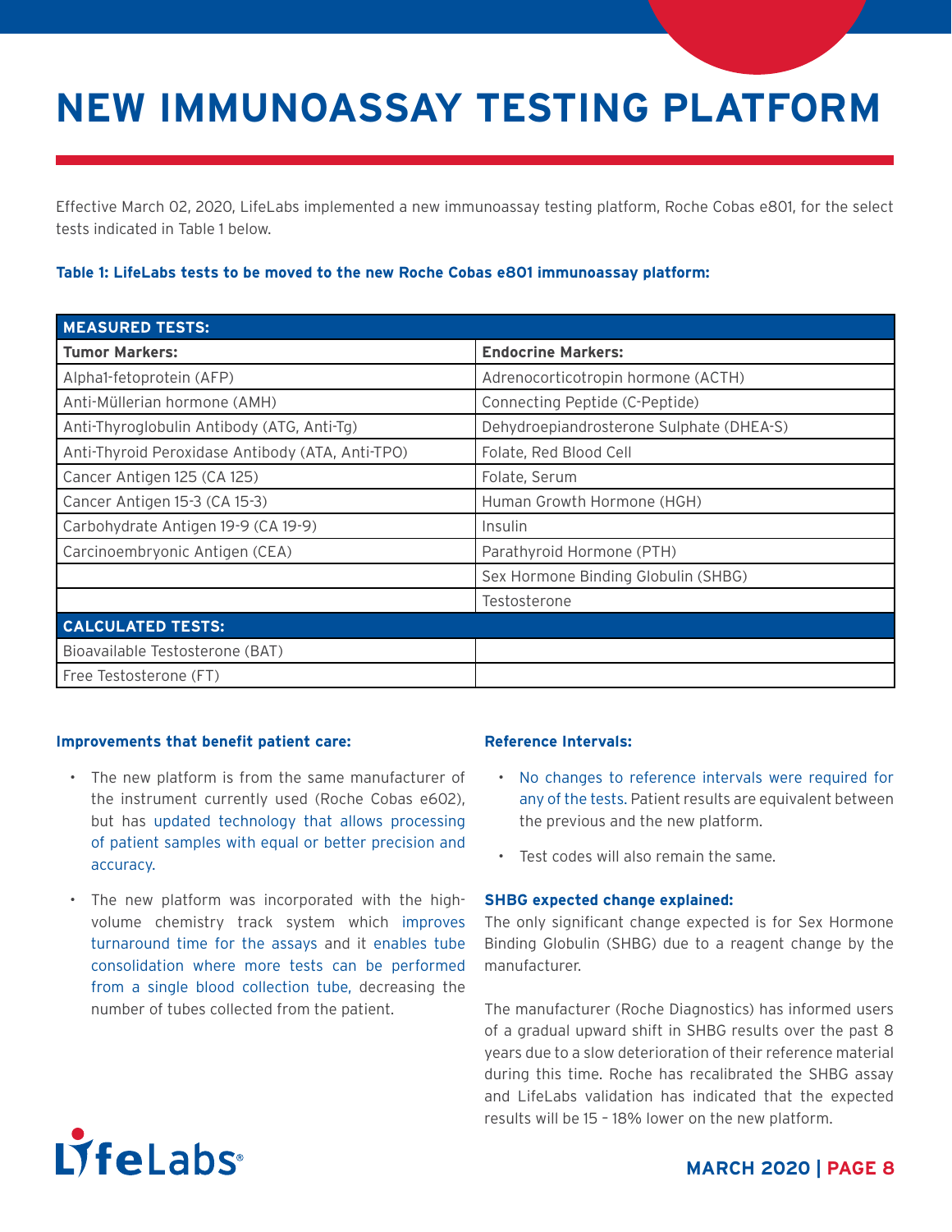# NEW IMMUNOASSAY TESTING PLATFORM

Effective March 02, 2020, LifeLabs implemented a new immunoassay testing platform, Roche Cobas e801, for the select tests indicated in Table 1 below.

**Table 1: LifeLabs tests to be moved to the new Roche Cobas e801 immunoassay platform:**

| **MEASURED TESTS:** | |
|---|---|
| **Tumor Markers:** | **Endocrine Markers:** |
| Alpha1-fetoprotein (AFP) | Adrenocorticotropin hormone (ACTH) |
| Anti-Müllerian hormone (AMH) | Connecting Peptide (C-Peptide) |
| Anti-Thyroglobulin Antibody (ATG, Anti-Tg) | Dehydroepiandrosterone Sulphate (DHEA-S) |
| Anti-Thyroid Peroxidase Antibody (ATA, Anti-TPO) | Folate, Red Blood Cell |
| Cancer Antigen 125 (CA 125) | Folate, Serum |
| Cancer Antigen 15-3 (CA 15-3) | Human Growth Hormone (HGH) |
| Carbohydrate Antigen 19-9 (CA 19-9) | Insulin |
| Carcinoembryonic Antigen (CEA) | Parathyroid Hormone (PTH) |
| | Sex Hormone Binding Globulin (SHBG) |
| | Testosterone |
| **CALCULATED TESTS:** | |
| Bioavailable Testosterone (BAT) | |
| Free Testosterone (FT) | |

**Improvements that benefit patient care:**

- The new platform is from the same manufacturer of the instrument currently used (Roche Cobas e602), but has updated technology that allows processing of patient samples with equal or better precision and accuracy.
- The new platform was incorporated with the high-volume chemistry track system which improves turnaround time for the assays and it enables tube consolidation where more tests can be performed from a single blood collection tube, decreasing the number of tubes collected from the patient.

**Reference Intervals:**

- No changes to reference intervals were required for any of the tests. Patient results are equivalent between the previous and the new platform.
- Test codes will also remain the same.

**SHBG expected change explained:**

The only significant change expected is for Sex Hormone Binding Globulin (SHBG) due to a reagent change by the manufacturer.

The manufacturer (Roche Diagnostics) has informed users of a gradual upward shift in SHBG results over the past 8 years due to a slow deterioration of their reference material during this time. Roche has recalibrated the SHBG assay and LifeLabs validation has indicated that the expected results will be 15 – 18% lower on the new platform.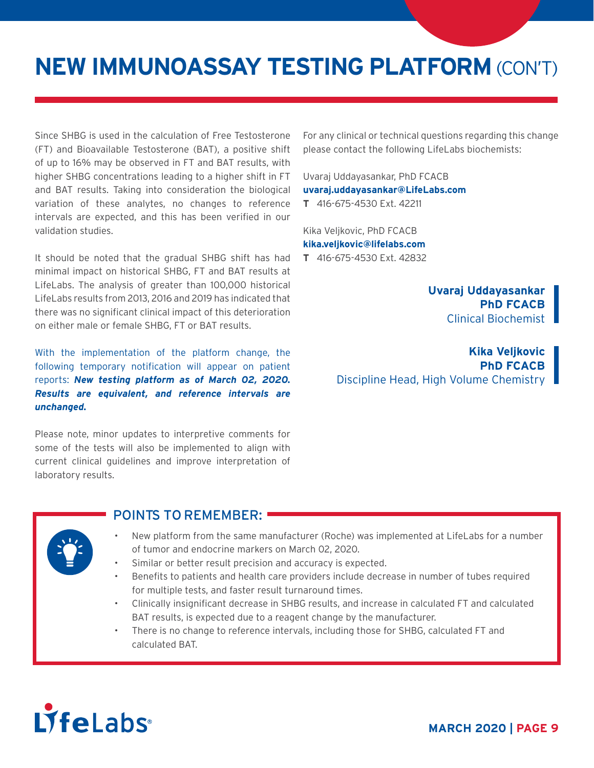# NEW IMMUNOASSAY TESTING PLATFORM (CON'T)

Since SHBG is used in the calculation of Free Testosterone (FT) and Bioavailable Testosterone (BAT), a positive shift of up to 16% may be observed in FT and BAT results, with higher SHBG concentrations leading to a higher shift in FT and BAT results. Taking into consideration the biological variation of these analytes, no changes to reference intervals are expected, and this has been verified in our validation studies.

It should be noted that the gradual SHBG shift has had minimal impact on historical SHBG, FT and BAT results at LifeLabs. The analysis of greater than 100,000 historical LifeLabs results from 2013, 2016 and 2019 has indicated that there was no significant clinical impact of this deterioration on either male or female SHBG, FT or BAT results.

With the implementation of the platform change, the following temporary notification will appear on patient reports: ***New testing platform as of March 02, 2020. Results are equivalent, and reference intervals are unchanged.***

Please note, minor updates to interpretive comments for some of the tests will also be implemented to align with current clinical guidelines and improve interpretation of laboratory results.

For any clinical or technical questions regarding this change please contact the following LifeLabs biochemists:

Uvaraj Uddayasankar, PhD FCACB
**uvaraj.uddayasankar@LifeLabs.com**
**T** 416-675-4530 Ext. 42211

Kika Veljkovic, PhD FCACB
**kika.veljkovic@lifelabs.com**
**T** 416-675-4530 Ext. 42832

**Uvaraj Uddayasankar**
**PhD FCACB**
Clinical Biochemist

**Kika Veljkovic**
**PhD FCACB**
Discipline Head, High Volume Chemistry

## POINTS TO REMEMBER:

- New platform from the same manufacturer (Roche) was implemented at LifeLabs for a number of tumor and endocrine markers on March 02, 2020.
- Similar or better result precision and accuracy is expected.
- Benefits to patients and health care providers include decrease in number of tubes required for multiple tests, and faster result turnaround times.
- Clinically insignificant decrease in SHBG results, and increase in calculated FT and calculated BAT results, is expected due to a reagent change by the manufacturer.
- There is no change to reference intervals, including those for SHBG, calculated FT and calculated BAT.